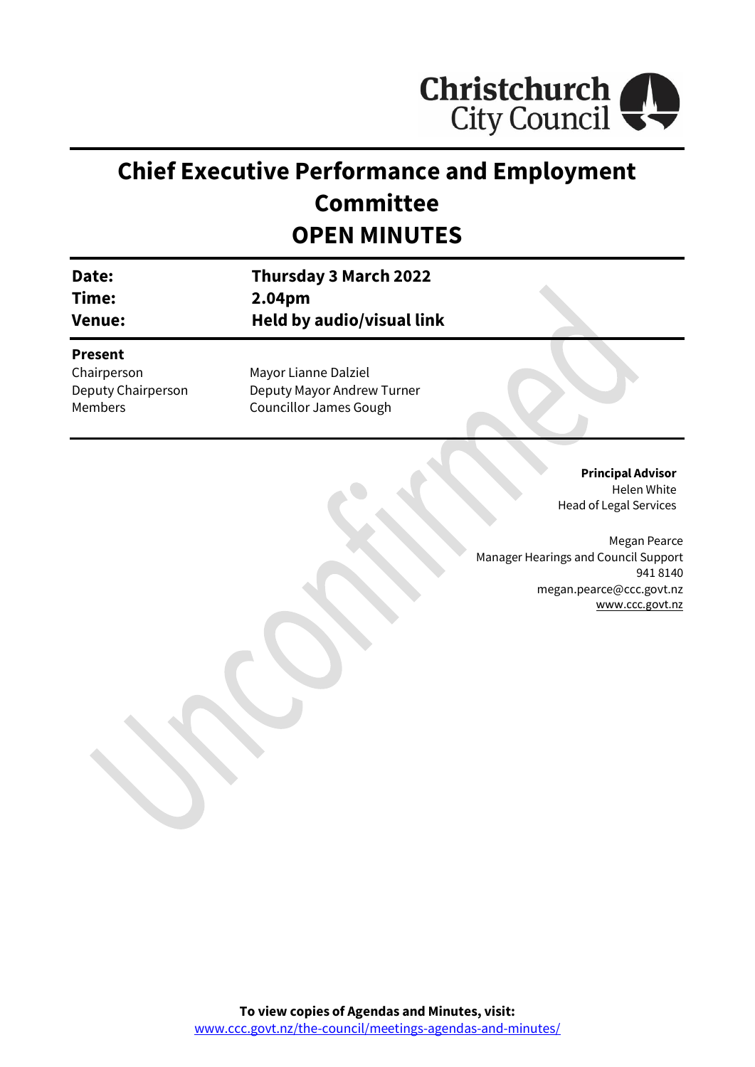Christchurch City Council

# Chief Executive Performance and Employment Committee

# OPEN MINUTES

| | |
|---|---|
| **Date:** | **Thursday 3 March 2022** |
| **Time:** | **2.04pm** |
| **Venue:** | **Held by audio/visual link** |

**Present**

| | |
|---|---|
| Chairperson | Mayor Lianne Dalziel |
| Deputy Chairperson | Deputy Mayor Andrew Turner |
| Members | Councillor James Gough |

**Principal Advisor**
Helen White
Head of Legal Services

Megan Pearce
Manager Hearings and Council Support
941 8140
megan.pearce@ccc.govt.nz
www.ccc.govt.nz

Unconfirmed

**To view copies of Agendas and Minutes, visit:**
www.ccc.govt.nz/the-council/meetings-agendas-and-minutes/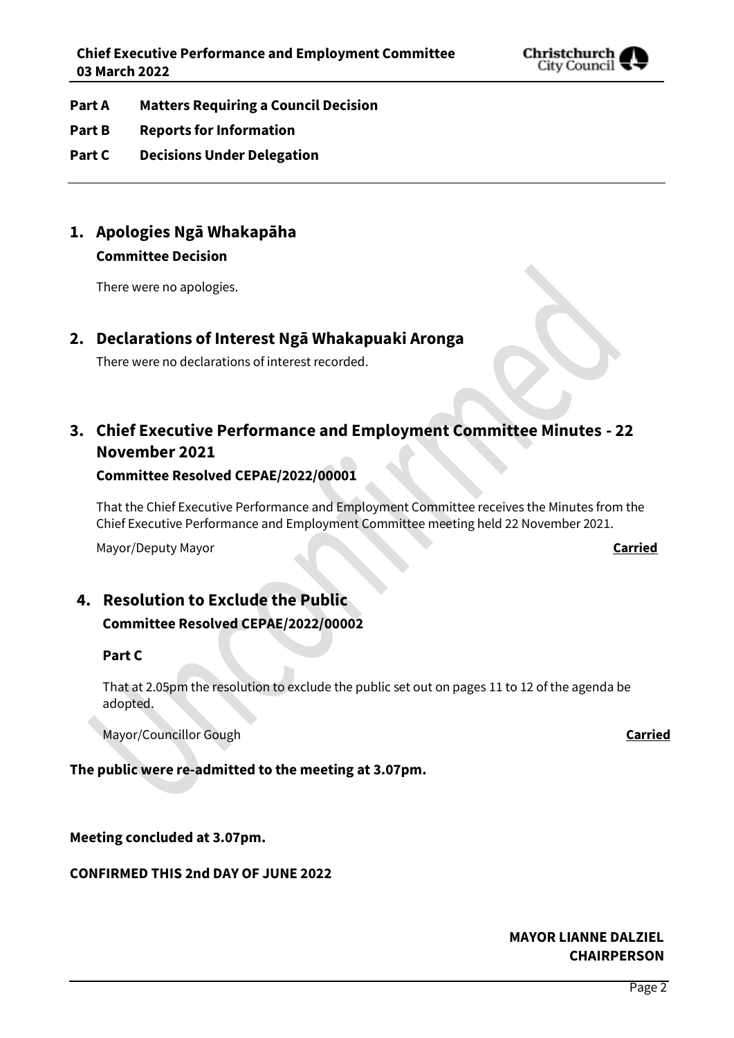**Part A Matters Requiring a Council Decision**

**Part B Reports for Information**

**Part C Decisions Under Delegation**

## 1. Apologies Ngā Whakapāha

**Committee Decision**

There were no apologies.

## 2. Declarations of Interest Ngā Whakapuaki Aronga

There were no declarations of interest recorded.

## 3. Chief Executive Performance and Employment Committee Minutes - 22 November 2021

**Committee Resolved CEPAE/2022/00001**

That the Chief Executive Performance and Employment Committee receives the Minutes from the Chief Executive Performance and Employment Committee meeting held 22 November 2021.

Mayor/Deputy Mayor **Carried**

## 4. Resolution to Exclude the Public

**Committee Resolved CEPAE/2022/00002**

**Part C**

That at 2.05pm the resolution to exclude the public set out on pages 11 to 12 of the agenda be adopted.

Mayor/Councillor Gough **Carried**

**The public were re-admitted to the meeting at 3.07pm.**

**Meeting concluded at 3.07pm.**

**CONFIRMED THIS 2nd DAY OF JUNE 2022**

**MAYOR LIANNE DALZIEL**
**CHAIRPERSON**